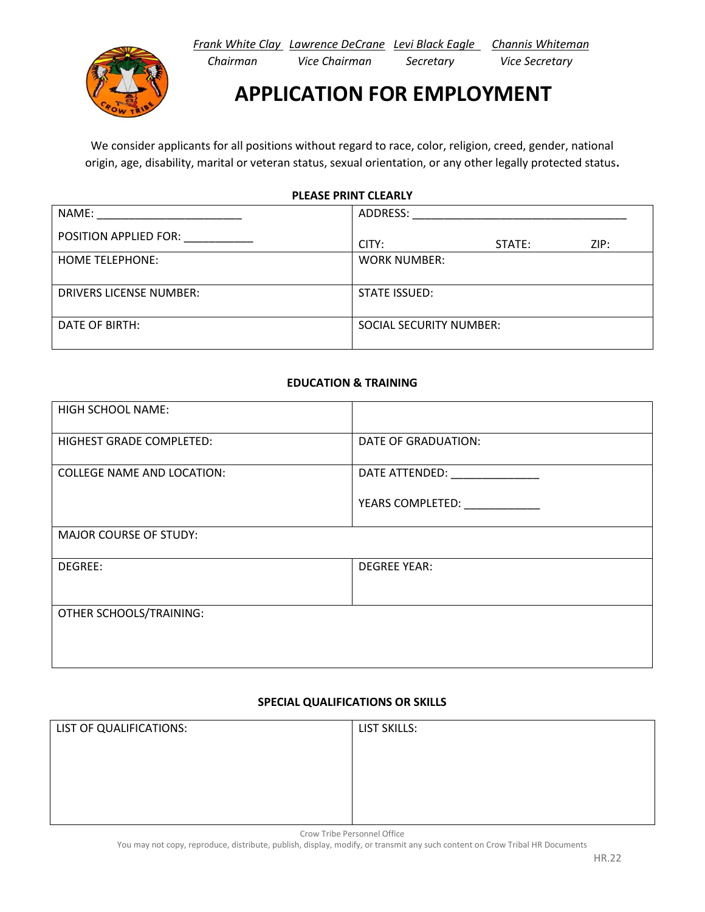*Frank White Clay* — Chairman | *Lawrence DeCrane* — Vice Chairman | *Levi Black Eagle* — Secretary | *Channis Whiteman* — Vice Secretary

# APPLICATION FOR EMPLOYMENT

We consider applicants for all positions without regard to race, color, religion, creed, gender, national origin, age, disability, marital or veteran status, sexual orientation, or any other legally protected status.

**PLEASE PRINT CLEARLY**

| | |
|---|---|
| NAME: ______________________<br>POSITION APPLIED FOR: ___________ | ADDRESS: __________________________________<br>CITY: STATE: ZIP: |
| HOME TELEPHONE: | WORK NUMBER: |
| DRIVERS LICENSE NUMBER: | STATE ISSUED: |
| DATE OF BIRTH: | SOCIAL SECURITY NUMBER: |

**EDUCATION & TRAINING**

| | |
|---|---|
| HIGH SCHOOL NAME: | |
| HIGHEST GRADE COMPLETED: | DATE OF GRADUATION: |
| COLLEGE NAME AND LOCATION: | DATE ATTENDED: ______________<br>YEARS COMPLETED: ____________ |
| MAJOR COURSE OF STUDY: | |
| DEGREE: | DEGREE YEAR: |
| OTHER SCHOOLS/TRAINING: | |

**SPECIAL QUALIFICATIONS OR SKILLS**

| | |
|---|---|
| LIST OF QUALIFICATIONS: | LIST SKILLS: |

Crow Tribe Personnel Office
You may not copy, reproduce, distribute, publish, display, modify, or transmit any such content on Crow Tribal HR Documents
HR.22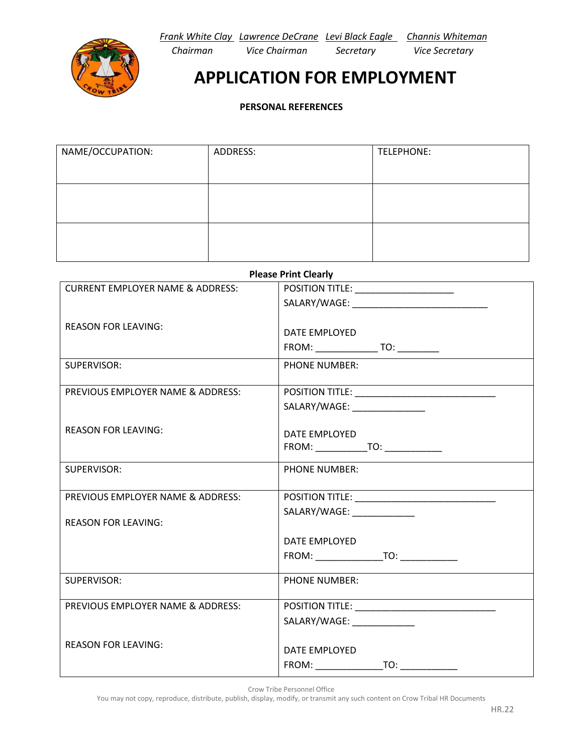*Frank White Clay* — Chairman
*Lawrence DeCrane* — Vice Chairman
*Levi Black Eagle* — Secretary
*Channis Whiteman* — Vice Secretary

# APPLICATION FOR EMPLOYMENT

**PERSONAL REFERENCES**

| NAME/OCCUPATION: | ADDRESS: | TELEPHONE: |
|---|---|---|
| | | |
| | | |

**Please Print Clearly**

| | |
|---|---|
| CURRENT EMPLOYER NAME & ADDRESS:<br><br>REASON FOR LEAVING: | POSITION TITLE: ___________________<br>SALARY/WAGE: ___________________________<br><br>DATE EMPLOYED<br>FROM: ____________ TO: ________ |
| SUPERVISOR: | PHONE NUMBER: |
| PREVIOUS EMPLOYER NAME & ADDRESS:<br><br>REASON FOR LEAVING: | POSITION TITLE: ____________________________<br>SALARY/WAGE: ______________<br><br>DATE EMPLOYED<br>FROM: __________TO: ___________ |
| SUPERVISOR: | PHONE NUMBER: |
| PREVIOUS EMPLOYER NAME & ADDRESS:<br><br>REASON FOR LEAVING: | POSITION TITLE: ____________________________<br>SALARY/WAGE: ____________<br><br>DATE EMPLOYED<br>FROM: _____________TO: ___________ |
| SUPERVISOR: | PHONE NUMBER: |
| PREVIOUS EMPLOYER NAME & ADDRESS:<br><br>REASON FOR LEAVING: | POSITION TITLE: ____________________________<br>SALARY/WAGE: ____________<br><br>DATE EMPLOYED<br>FROM: _____________TO: ___________ |

Crow Tribe Personnel Office
You may not copy, reproduce, distribute, publish, display, modify, or transmit any such content on Crow Tribal HR Documents

HR.22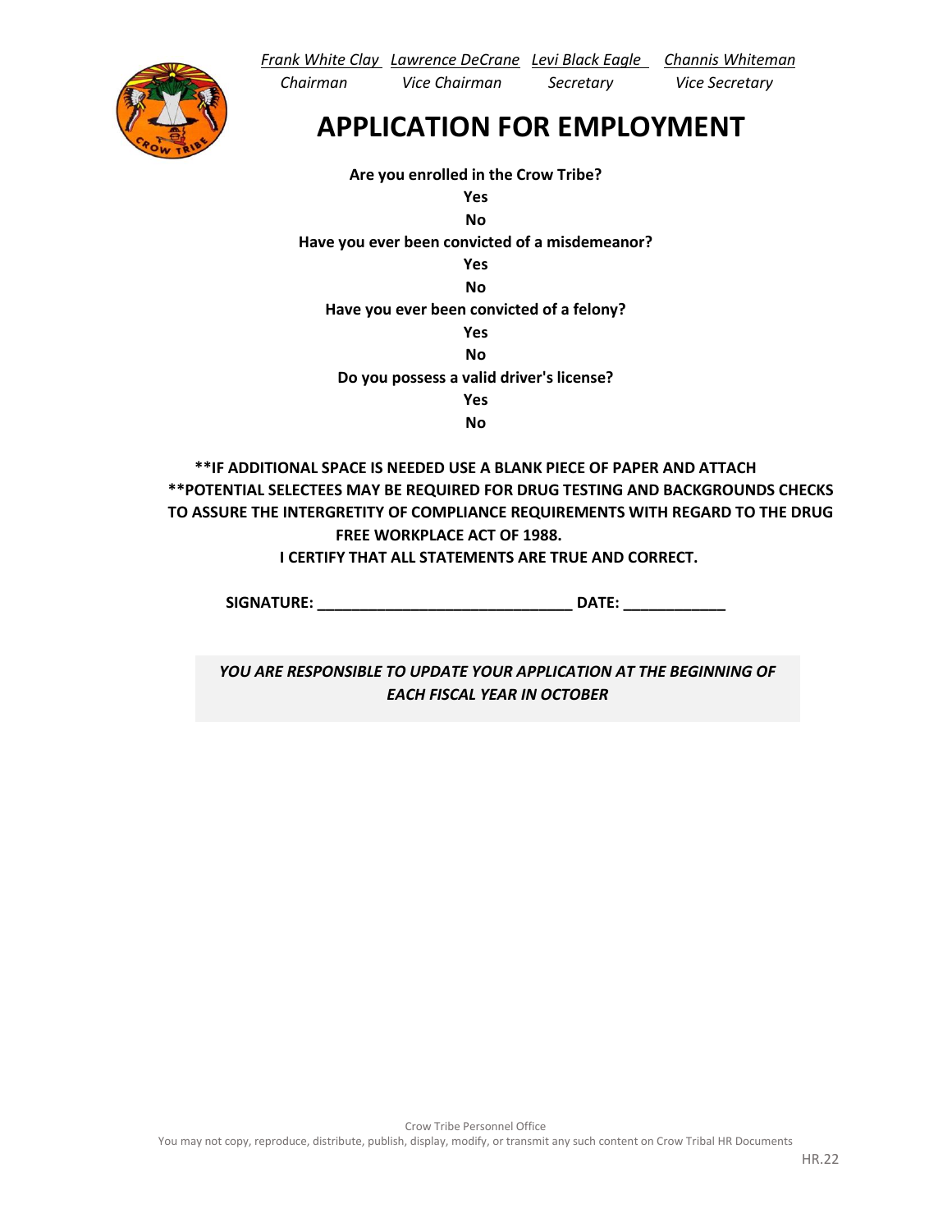*Frank White Clay* — *Chairman*
*Lawrence DeCrane* — *Vice Chairman*
*Levi Black Eagle* — *Secretary*
*Channis Whiteman* — *Vice Secretary*

# APPLICATION FOR EMPLOYMENT

**Are you enrolled in the Crow Tribe?**

**Yes**

**No**

**Have you ever been convicted of a misdemeanor?**

**Yes**

**No**

**Have you ever been convicted of a felony?**

**Yes**

**No**

**Do you possess a valid driver's license?**

**Yes**

**No**

**\*\*IF ADDITIONAL SPACE IS NEEDED USE A BLANK PIECE OF PAPER AND ATTACH**

**\*\*POTENTIAL SELECTEES MAY BE REQUIRED FOR DRUG TESTING AND BACKGROUNDS CHECKS TO ASSURE THE INTERGRETITY OF COMPLIANCE REQUIREMENTS WITH REGARD TO THE DRUG FREE WORKPLACE ACT OF 1988.**

**I CERTIFY THAT ALL STATEMENTS ARE TRUE AND CORRECT.**

**SIGNATURE: ______________________________ DATE: ____________**

***YOU ARE RESPONSIBLE TO UPDATE YOUR APPLICATION AT THE BEGINNING OF EACH FISCAL YEAR IN OCTOBER***

Crow Tribe Personnel Office

You may not copy, reproduce, distribute, publish, display, modify, or transmit any such content on Crow Tribal HR Documents

HR.22